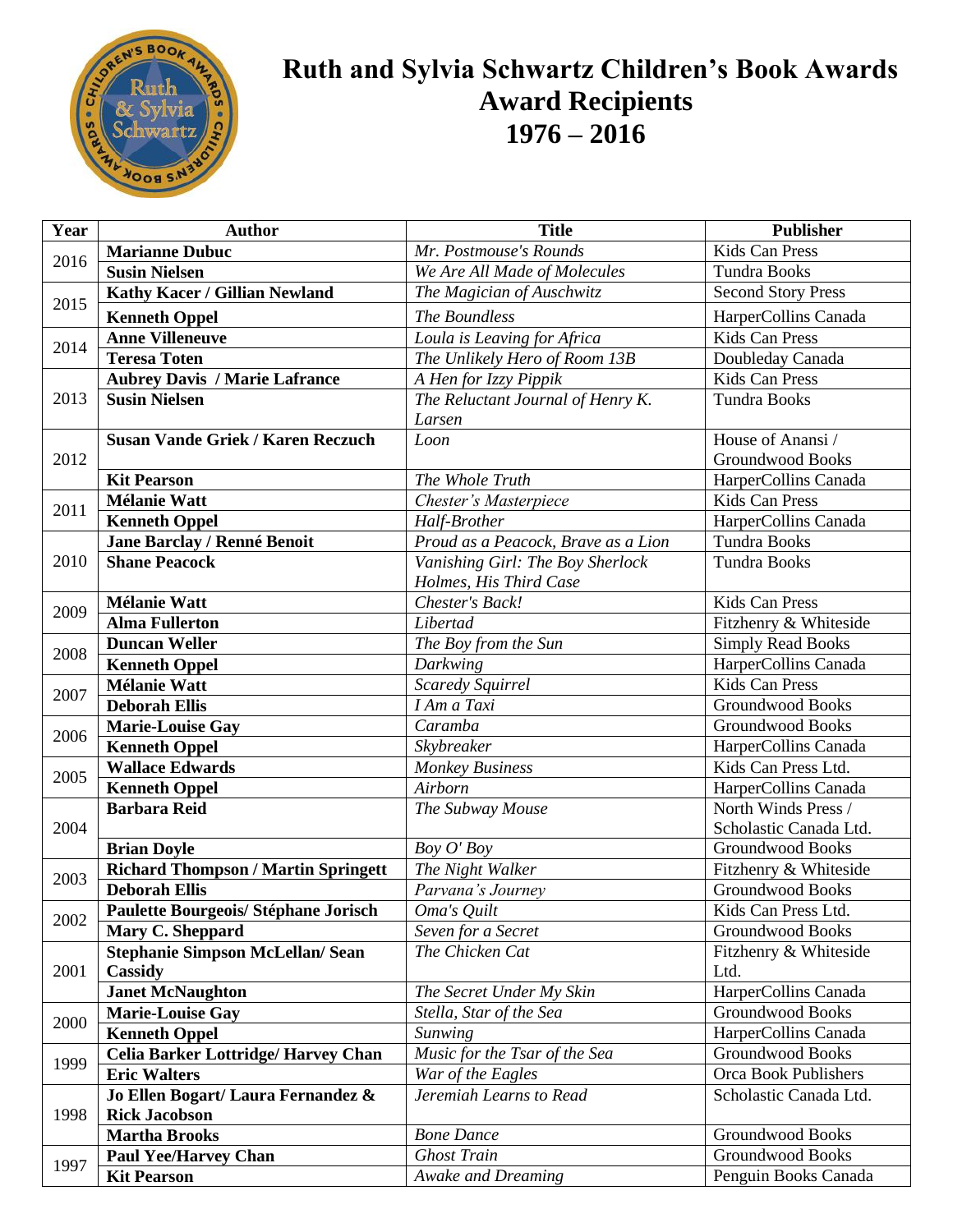# Ruth and Sylvia Schwartz Children's Book Awards
# Award Recipients
# 1976 – 2016

| Year | Author | Title | Publisher |
|---|---|---|---|
| 2016 | **Marianne Dubuc** | *Mr. Postmouse's Rounds* | Kids Can Press |
| | **Susin Nielsen** | *We Are All Made of Molecules* | Tundra Books |
| 2015 | **Kathy Kacer / Gillian Newland** | *The Magician of Auschwitz* | Second Story Press |
| | **Kenneth Oppel** | *The Boundless* | HarperCollins Canada |
| 2014 | **Anne Villeneuve** | *Loula is Leaving for Africa* | Kids Can Press |
| | **Teresa Toten** | *The Unlikely Hero of Room 13B* | Doubleday Canada |
| 2013 | **Aubrey Davis / Marie Lafrance** | *A Hen for Izzy Pippik* | Kids Can Press |
| | **Susin Nielsen** | *The Reluctant Journal of Henry K. Larsen* | Tundra Books |
| 2012 | **Susan Vande Griek / Karen Reczuch** | *Loon* | House of Anansi / Groundwood Books |
| | **Kit Pearson** | *The Whole Truth* | HarperCollins Canada |
| 2011 | **Mélanie Watt** | *Chester's Masterpiece* | Kids Can Press |
| | **Kenneth Oppel** | *Half-Brother* | HarperCollins Canada |
| 2010 | **Jane Barclay / Renné Benoit** | *Proud as a Peacock, Brave as a Lion* | Tundra Books |
| | **Shane Peacock** | *Vanishing Girl: The Boy Sherlock Holmes, His Third Case* | Tundra Books |
| 2009 | **Mélanie Watt** | *Chester's Back!* | Kids Can Press |
| | **Alma Fullerton** | *Libertad* | Fitzhenry & Whiteside |
| 2008 | **Duncan Weller** | *The Boy from the Sun* | Simply Read Books |
| | **Kenneth Oppel** | *Darkwing* | HarperCollins Canada |
| 2007 | **Mélanie Watt** | *Scaredy Squirrel* | Kids Can Press |
| | **Deborah Ellis** | *I Am a Taxi* | Groundwood Books |
| 2006 | **Marie-Louise Gay** | *Caramba* | Groundwood Books |
| | **Kenneth Oppel** | *Skybreaker* | HarperCollins Canada |
| 2005 | **Wallace Edwards** | *Monkey Business* | Kids Can Press Ltd. |
| | **Kenneth Oppel** | *Airborn* | HarperCollins Canada |
| 2004 | **Barbara Reid** | *The Subway Mouse* | North Winds Press / Scholastic Canada Ltd. |
| | **Brian Doyle** | *Boy O' Boy* | Groundwood Books |
| 2003 | **Richard Thompson / Martin Springett** | *The Night Walker* | Fitzhenry & Whiteside |
| | **Deborah Ellis** | *Parvana's Journey* | Groundwood Books |
| 2002 | **Paulette Bourgeois/ Stéphane Jorisch** | *Oma's Quilt* | Kids Can Press Ltd. |
| | **Mary C. Sheppard** | *Seven for a Secret* | Groundwood Books |
| 2001 | **Stephanie Simpson McLellan/ Sean Cassidy** | *The Chicken Cat* | Fitzhenry & Whiteside Ltd. |
| | **Janet McNaughton** | *The Secret Under My Skin* | HarperCollins Canada |
| 2000 | **Marie-Louise Gay** | *Stella, Star of the Sea* | Groundwood Books |
| | **Kenneth Oppel** | *Sunwing* | HarperCollins Canada |
| 1999 | **Celia Barker Lottridge/ Harvey Chan** | *Music for the Tsar of the Sea* | Groundwood Books |
| | **Eric Walters** | *War of the Eagles* | Orca Book Publishers |
| 1998 | **Jo Ellen Bogart/ Laura Fernandez & Rick Jacobson** | *Jeremiah Learns to Read* | Scholastic Canada Ltd. |
| | **Martha Brooks** | *Bone Dance* | Groundwood Books |
| 1997 | **Paul Yee/Harvey Chan** | *Ghost Train* | Groundwood Books |
| | **Kit Pearson** | *Awake and Dreaming* | Penguin Books Canada |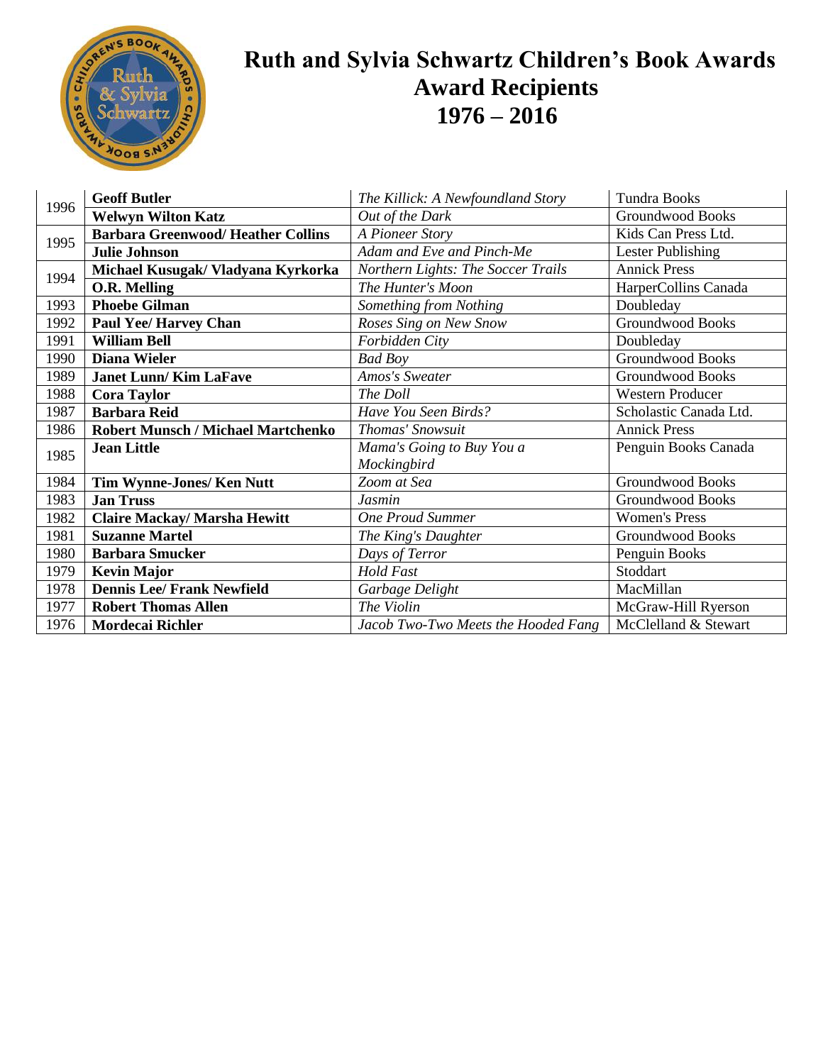# Ruth and Sylvia Schwartz Children's Book Awards Award Recipients 1976 – 2016

| | | | |
|---|---|---|---|
| 1996 | **Geoff Butler** | *The Killick: A Newfoundland Story* | Tundra Books |
| | **Welwyn Wilton Katz** | *Out of the Dark* | Groundwood Books |
| 1995 | **Barbara Greenwood/ Heather Collins** | *A Pioneer Story* | Kids Can Press Ltd. |
| | **Julie Johnson** | *Adam and Eve and Pinch-Me* | Lester Publishing |
| 1994 | **Michael Kusugak/ Vladyana Kyrkorka** | *Northern Lights: The Soccer Trails* | Annick Press |
| | **O.R. Melling** | *The Hunter's Moon* | HarperCollins Canada |
| 1993 | **Phoebe Gilman** | *Something from Nothing* | Doubleday |
| 1992 | **Paul Yee/ Harvey Chan** | *Roses Sing on New Snow* | Groundwood Books |
| 1991 | **William Bell** | *Forbidden City* | Doubleday |
| 1990 | **Diana Wieler** | *Bad Boy* | Groundwood Books |
| 1989 | **Janet Lunn/ Kim LaFave** | *Amos's Sweater* | Groundwood Books |
| 1988 | **Cora Taylor** | *The Doll* | Western Producer |
| 1987 | **Barbara Reid** | *Have You Seen Birds?* | Scholastic Canada Ltd. |
| 1986 | **Robert Munsch / Michael Martchenko** | *Thomas' Snowsuit* | Annick Press |
| 1985 | **Jean Little** | *Mama's Going to Buy You a Mockingbird* | Penguin Books Canada |
| 1984 | **Tim Wynne-Jones/ Ken Nutt** | *Zoom at Sea* | Groundwood Books |
| 1983 | **Jan Truss** | *Jasmin* | Groundwood Books |
| 1982 | **Claire Mackay/ Marsha Hewitt** | *One Proud Summer* | Women's Press |
| 1981 | **Suzanne Martel** | *The King's Daughter* | Groundwood Books |
| 1980 | **Barbara Smucker** | *Days of Terror* | Penguin Books |
| 1979 | **Kevin Major** | *Hold Fast* | Stoddart |
| 1978 | **Dennis Lee/ Frank Newfield** | *Garbage Delight* | MacMillan |
| 1977 | **Robert Thomas Allen** | *The Violin* | McGraw-Hill Ryerson |
| 1976 | **Mordecai Richler** | *Jacob Two-Two Meets the Hooded Fang* | McClelland & Stewart |